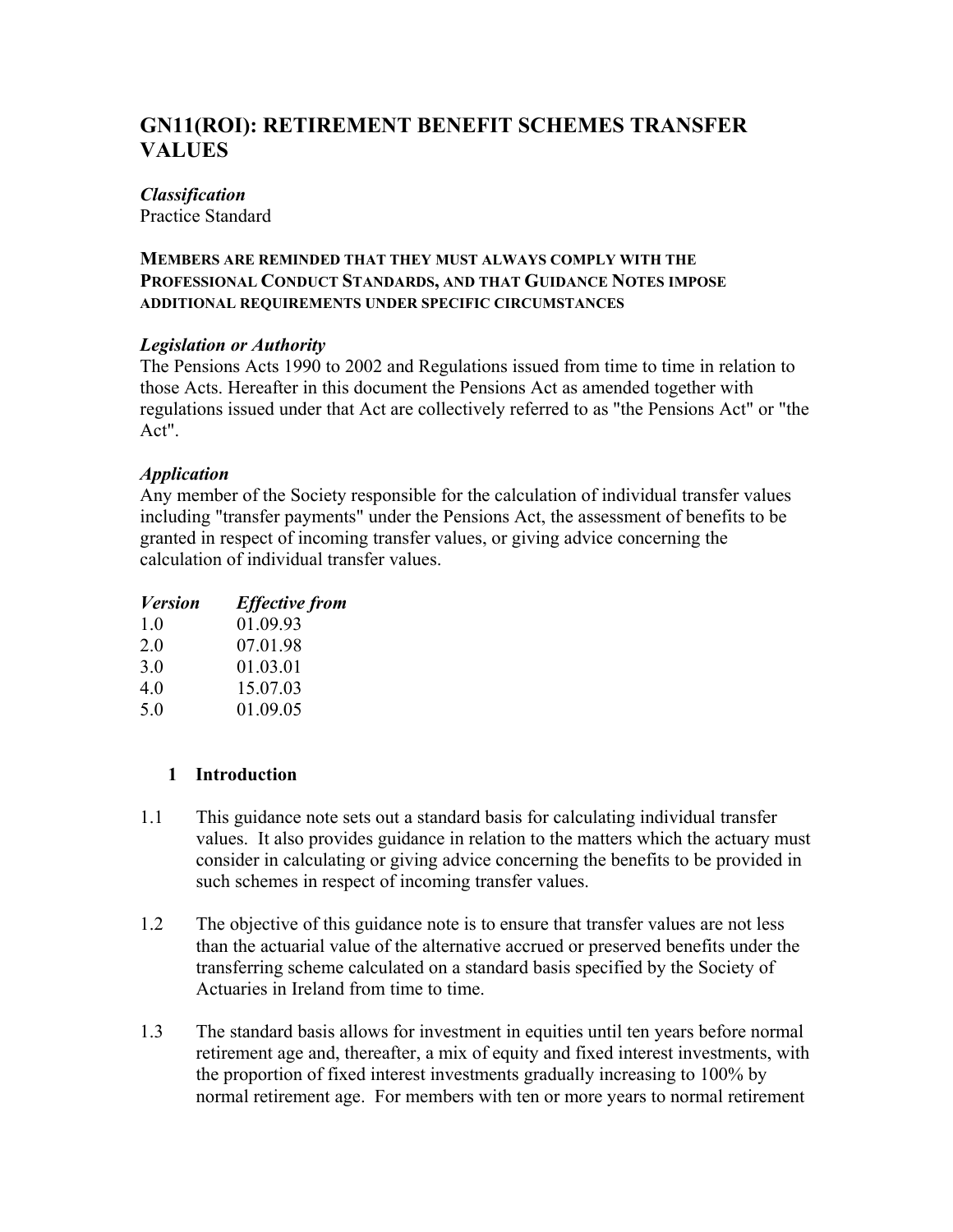# GN11(ROI): RETIREMENT BENEFIT SCHEMES TRANSFER VALUES

***Classification***

Practice Standard

**MEMBERS ARE REMINDED THAT THEY MUST ALWAYS COMPLY WITH THE PROFESSIONAL CONDUCT STANDARDS, AND THAT GUIDANCE NOTES IMPOSE ADDITIONAL REQUIREMENTS UNDER SPECIFIC CIRCUMSTANCES**

***Legislation or Authority***

The Pensions Acts 1990 to 2002 and Regulations issued from time to time in relation to those Acts. Hereafter in this document the Pensions Act as amended together with regulations issued under that Act are collectively referred to as "the Pensions Act" or "the Act".

***Application***

Any member of the Society responsible for the calculation of individual transfer values including "transfer payments" under the Pensions Act, the assessment of benefits to be granted in respect of incoming transfer values, or giving advice concerning the calculation of individual transfer values.

| *Version* | *Effective from* |
|---|---|
| 1.0 | 01.09.93 |
| 2.0 | 07.01.98 |
| 3.0 | 01.03.01 |
| 4.0 | 15.07.03 |
| 5.0 | 01.09.05 |

## 1 Introduction

1.1 This guidance note sets out a standard basis for calculating individual transfer values. It also provides guidance in relation to the matters which the actuary must consider in calculating or giving advice concerning the benefits to be provided in such schemes in respect of incoming transfer values.

1.2 The objective of this guidance note is to ensure that transfer values are not less than the actuarial value of the alternative accrued or preserved benefits under the transferring scheme calculated on a standard basis specified by the Society of Actuaries in Ireland from time to time.

1.3 The standard basis allows for investment in equities until ten years before normal retirement age and, thereafter, a mix of equity and fixed interest investments, with the proportion of fixed interest investments gradually increasing to 100% by normal retirement age. For members with ten or more years to normal retirement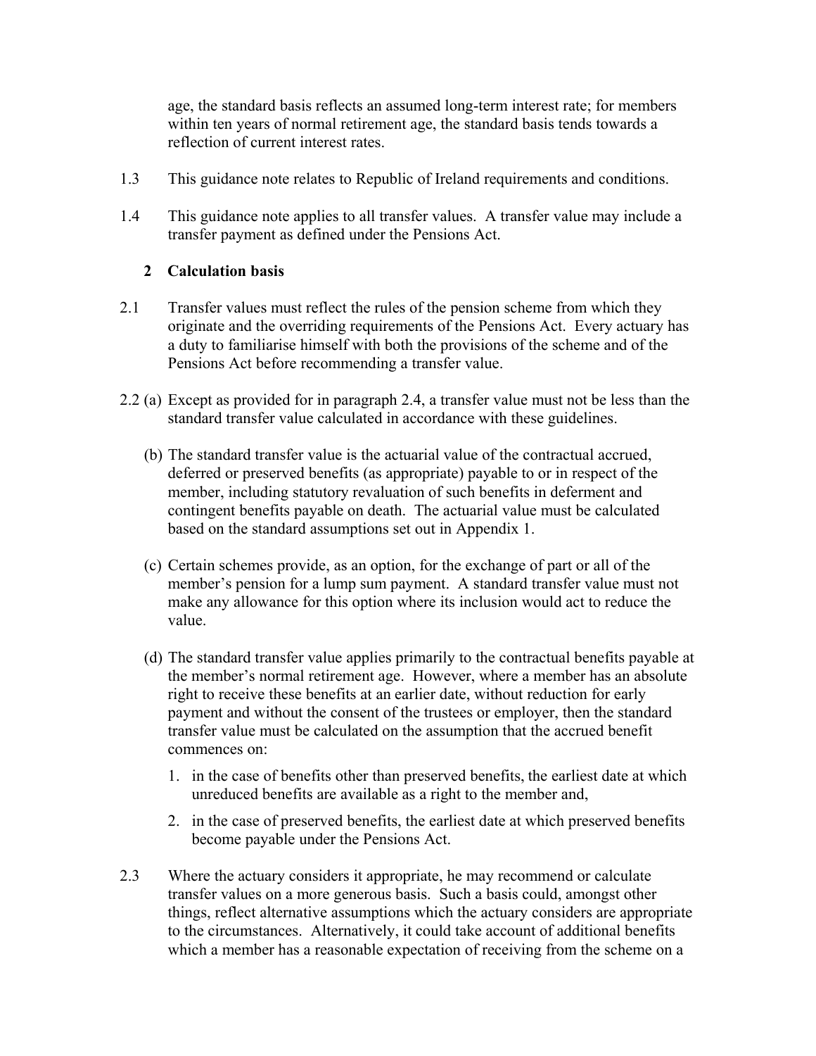age, the standard basis reflects an assumed long-term interest rate; for members within ten years of normal retirement age, the standard basis tends towards a reflection of current interest rates.

1.3 This guidance note relates to Republic of Ireland requirements and conditions.

1.4 This guidance note applies to all transfer values. A transfer value may include a transfer payment as defined under the Pensions Act.

## 2 Calculation basis

2.1 Transfer values must reflect the rules of the pension scheme from which they originate and the overriding requirements of the Pensions Act. Every actuary has a duty to familiarise himself with both the provisions of the scheme and of the Pensions Act before recommending a transfer value.

2.2 (a) Except as provided for in paragraph 2.4, a transfer value must not be less than the standard transfer value calculated in accordance with these guidelines.

(b) The standard transfer value is the actuarial value of the contractual accrued, deferred or preserved benefits (as appropriate) payable to or in respect of the member, including statutory revaluation of such benefits in deferment and contingent benefits payable on death. The actuarial value must be calculated based on the standard assumptions set out in Appendix 1.

(c) Certain schemes provide, as an option, for the exchange of part or all of the member's pension for a lump sum payment. A standard transfer value must not make any allowance for this option where its inclusion would act to reduce the value.

(d) The standard transfer value applies primarily to the contractual benefits payable at the member's normal retirement age. However, where a member has an absolute right to receive these benefits at an earlier date, without reduction for early payment and without the consent of the trustees or employer, then the standard transfer value must be calculated on the assumption that the accrued benefit commences on:

1. in the case of benefits other than preserved benefits, the earliest date at which unreduced benefits are available as a right to the member and,
2. in the case of preserved benefits, the earliest date at which preserved benefits become payable under the Pensions Act.

2.3 Where the actuary considers it appropriate, he may recommend or calculate transfer values on a more generous basis. Such a basis could, amongst other things, reflect alternative assumptions which the actuary considers are appropriate to the circumstances. Alternatively, it could take account of additional benefits which a member has a reasonable expectation of receiving from the scheme on a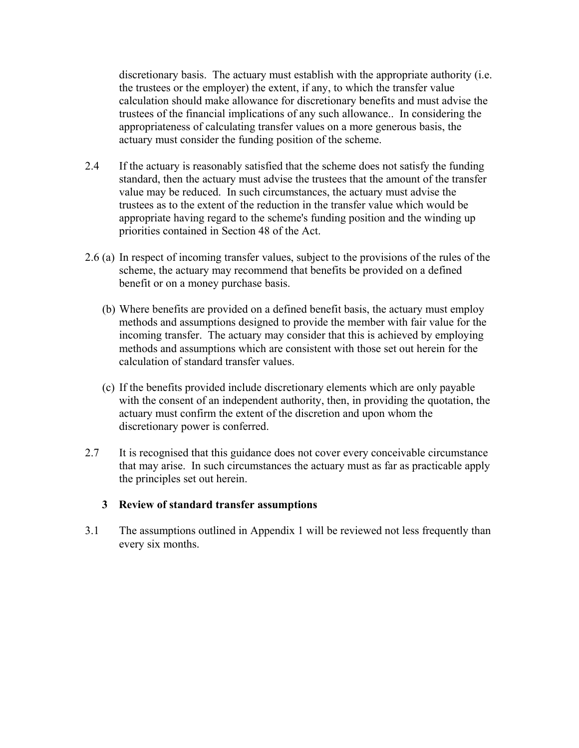discretionary basis. The actuary must establish with the appropriate authority (i.e. the trustees or the employer) the extent, if any, to which the transfer value calculation should make allowance for discretionary benefits and must advise the trustees of the financial implications of any such allowance.. In considering the appropriateness of calculating transfer values on a more generous basis, the actuary must consider the funding position of the scheme.

2.4 If the actuary is reasonably satisfied that the scheme does not satisfy the funding standard, then the actuary must advise the trustees that the amount of the transfer value may be reduced. In such circumstances, the actuary must advise the trustees as to the extent of the reduction in the transfer value which would be appropriate having regard to the scheme's funding position and the winding up priorities contained in Section 48 of the Act.

2.6 (a) In respect of incoming transfer values, subject to the provisions of the rules of the scheme, the actuary may recommend that benefits be provided on a defined benefit or on a money purchase basis.

(b) Where benefits are provided on a defined benefit basis, the actuary must employ methods and assumptions designed to provide the member with fair value for the incoming transfer. The actuary may consider that this is achieved by employing methods and assumptions which are consistent with those set out herein for the calculation of standard transfer values.

(c) If the benefits provided include discretionary elements which are only payable with the consent of an independent authority, then, in providing the quotation, the actuary must confirm the extent of the discretion and upon whom the discretionary power is conferred.

2.7 It is recognised that this guidance does not cover every conceivable circumstance that may arise. In such circumstances the actuary must as far as practicable apply the principles set out herein.

## 3 Review of standard transfer assumptions

3.1 The assumptions outlined in Appendix 1 will be reviewed not less frequently than every six months.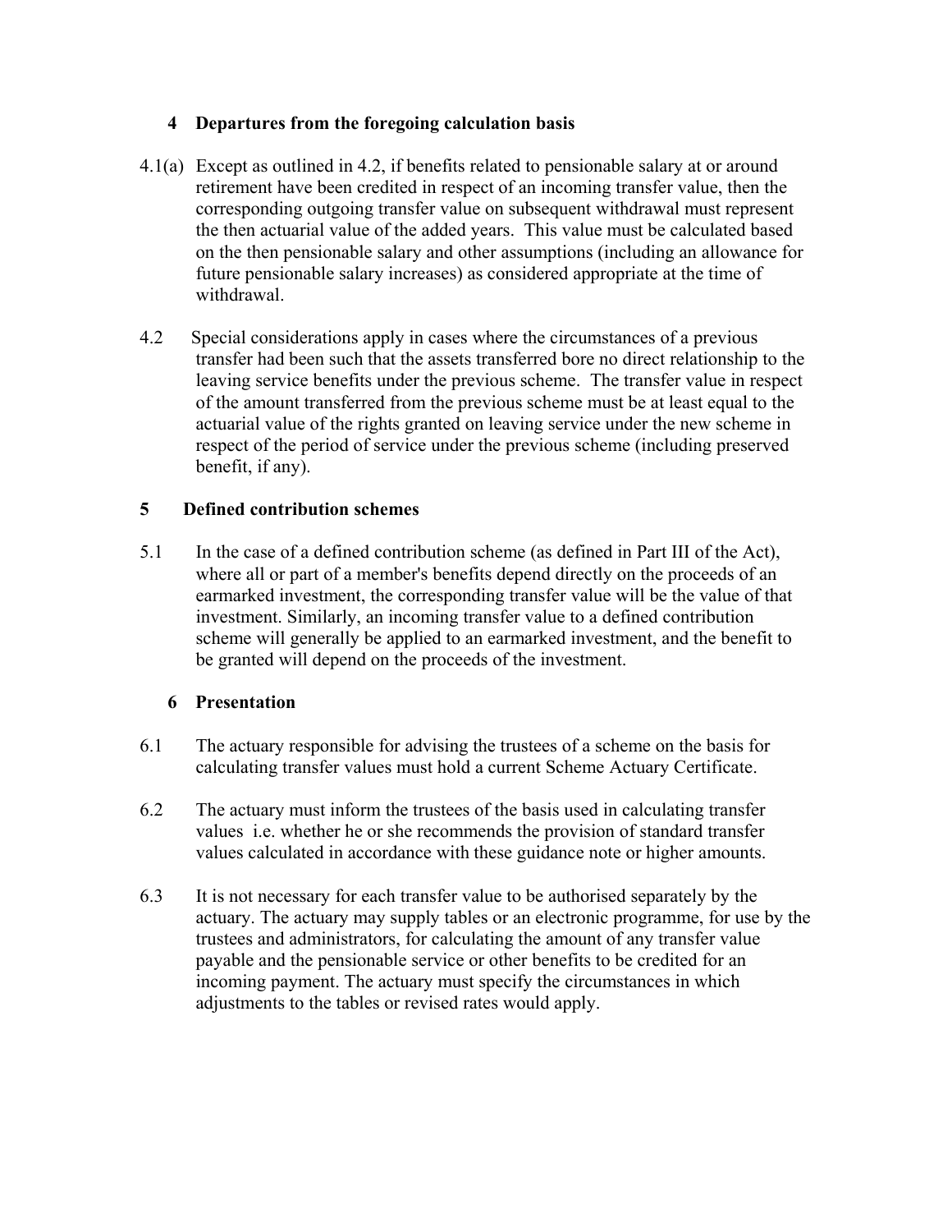## 4 Departures from the foregoing calculation basis

4.1(a) Except as outlined in 4.2, if benefits related to pensionable salary at or around retirement have been credited in respect of an incoming transfer value, then the corresponding outgoing transfer value on subsequent withdrawal must represent the then actuarial value of the added years. This value must be calculated based on the then pensionable salary and other assumptions (including an allowance for future pensionable salary increases) as considered appropriate at the time of withdrawal.

4.2 Special considerations apply in cases where the circumstances of a previous transfer had been such that the assets transferred bore no direct relationship to the leaving service benefits under the previous scheme. The transfer value in respect of the amount transferred from the previous scheme must be at least equal to the actuarial value of the rights granted on leaving service under the new scheme in respect of the period of service under the previous scheme (including preserved benefit, if any).

## 5 Defined contribution schemes

5.1 In the case of a defined contribution scheme (as defined in Part III of the Act), where all or part of a member's benefits depend directly on the proceeds of an earmarked investment, the corresponding transfer value will be the value of that investment. Similarly, an incoming transfer value to a defined contribution scheme will generally be applied to an earmarked investment, and the benefit to be granted will depend on the proceeds of the investment.

## 6 Presentation

6.1 The actuary responsible for advising the trustees of a scheme on the basis for calculating transfer values must hold a current Scheme Actuary Certificate.

6.2 The actuary must inform the trustees of the basis used in calculating transfer values i.e. whether he or she recommends the provision of standard transfer values calculated in accordance with these guidance note or higher amounts.

6.3 It is not necessary for each transfer value to be authorised separately by the actuary. The actuary may supply tables or an electronic programme, for use by the trustees and administrators, for calculating the amount of any transfer value payable and the pensionable service or other benefits to be credited for an incoming payment. The actuary must specify the circumstances in which adjustments to the tables or revised rates would apply.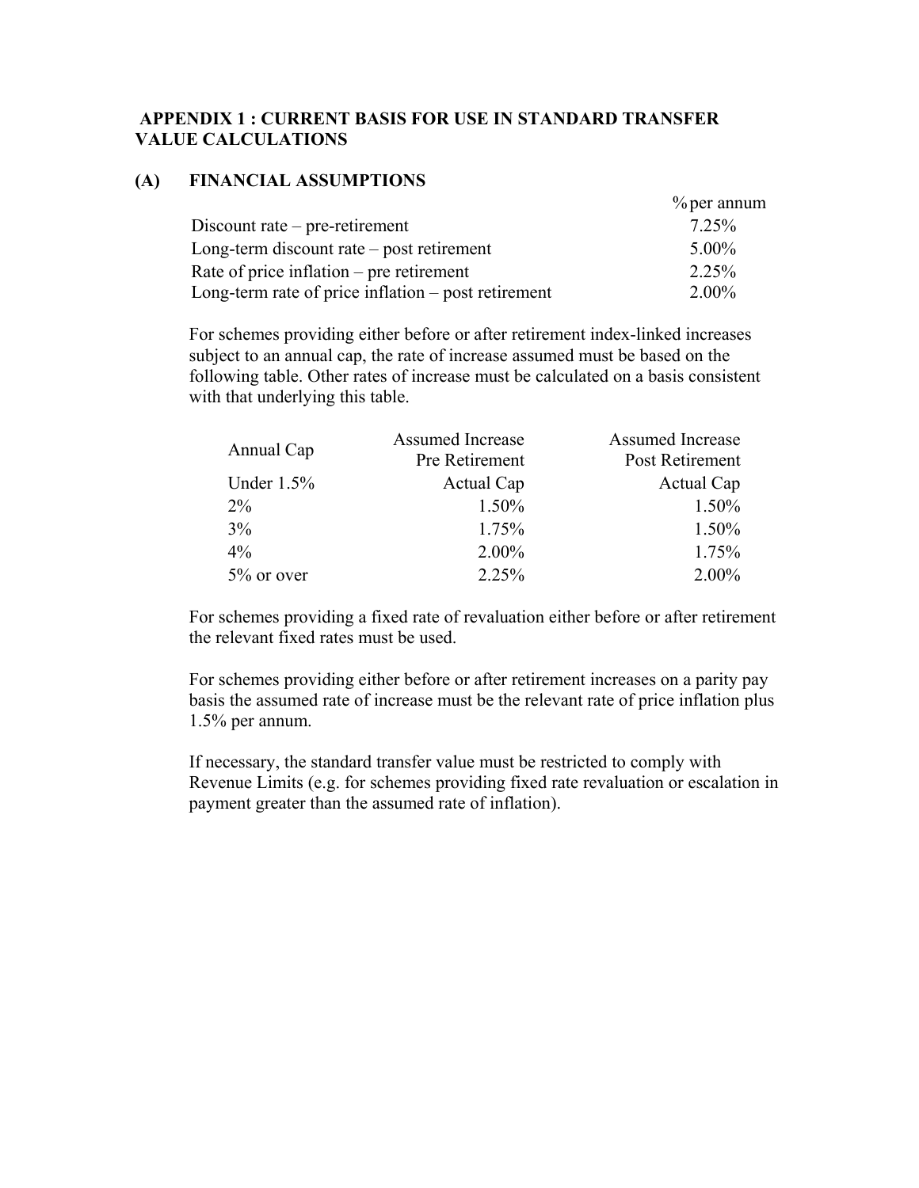## APPENDIX 1 : CURRENT BASIS FOR USE IN STANDARD TRANSFER VALUE CALCULATIONS

### (A) FINANCIAL ASSUMPTIONS

| | % per annum |
|---|---|
| Discount rate – pre-retirement | 7.25% |
| Long-term discount rate – post retirement | 5.00% |
| Rate of price inflation – pre retirement | 2.25% |
| Long-term rate of price inflation – post retirement | 2.00% |

For schemes providing either before or after retirement index-linked increases subject to an annual cap, the rate of increase assumed must be based on the following table. Other rates of increase must be calculated on a basis consistent with that underlying this table.

| Annual Cap | Assumed Increase Pre Retirement | Assumed Increase Post Retirement |
|---|---|---|
| Under 1.5% | Actual Cap | Actual Cap |
| 2% | 1.50% | 1.50% |
| 3% | 1.75% | 1.50% |
| 4% | 2.00% | 1.75% |
| 5% or over | 2.25% | 2.00% |

For schemes providing a fixed rate of revaluation either before or after retirement the relevant fixed rates must be used.

For schemes providing either before or after retirement increases on a parity pay basis the assumed rate of increase must be the relevant rate of price inflation plus 1.5% per annum.

If necessary, the standard transfer value must be restricted to comply with Revenue Limits (e.g. for schemes providing fixed rate revaluation or escalation in payment greater than the assumed rate of inflation).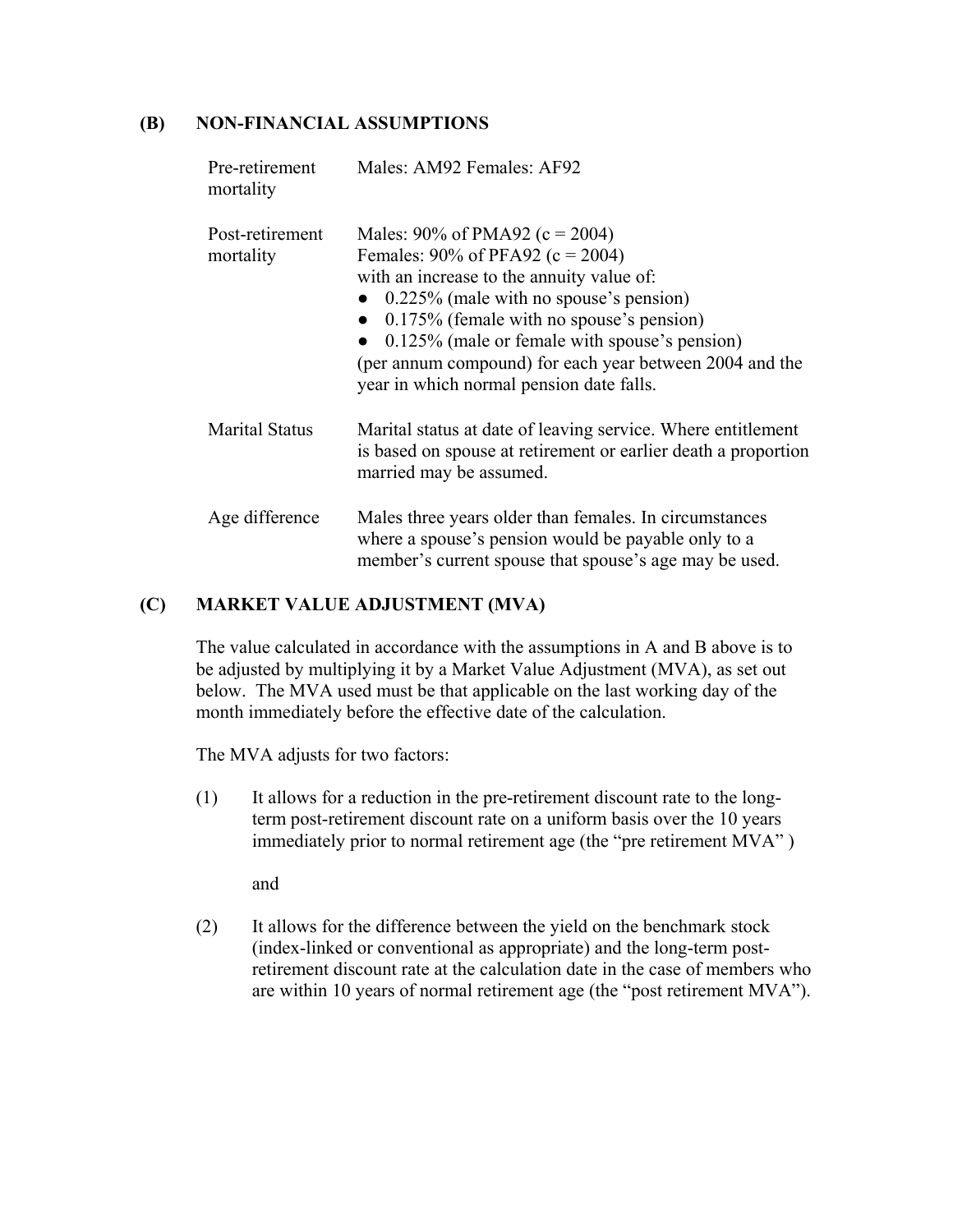## (B) NON-FINANCIAL ASSUMPTIONS

| | |
|---|---|
| Pre-retirement mortality | Males: AM92 Females: AF92 |
| Post-retirement mortality | Males: 90% of PMA92 (c = 2004)<br>Females: 90% of PFA92 (c = 2004)<br>with an increase to the annuity value of:<br>● 0.225% (male with no spouse's pension)<br>● 0.175% (female with no spouse's pension)<br>● 0.125% (male or female with spouse's pension)<br>(per annum compound) for each year between 2004 and the year in which normal pension date falls. |
| Marital Status | Marital status at date of leaving service. Where entitlement is based on spouse at retirement or earlier death a proportion married may be assumed. |
| Age difference | Males three years older than females. In circumstances where a spouse's pension would be payable only to a member's current spouse that spouse's age may be used. |

## (C) MARKET VALUE ADJUSTMENT (MVA)

The value calculated in accordance with the assumptions in A and B above is to be adjusted by multiplying it by a Market Value Adjustment (MVA), as set out below. The MVA used must be that applicable on the last working day of the month immediately before the effective date of the calculation.

The MVA adjusts for two factors:

(1) It allows for a reduction in the pre-retirement discount rate to the long-term post-retirement discount rate on a uniform basis over the 10 years immediately prior to normal retirement age (the "pre retirement MVA" )

and

(2) It allows for the difference between the yield on the benchmark stock (index-linked or conventional as appropriate) and the long-term post-retirement discount rate at the calculation date in the case of members who are within 10 years of normal retirement age (the "post retirement MVA").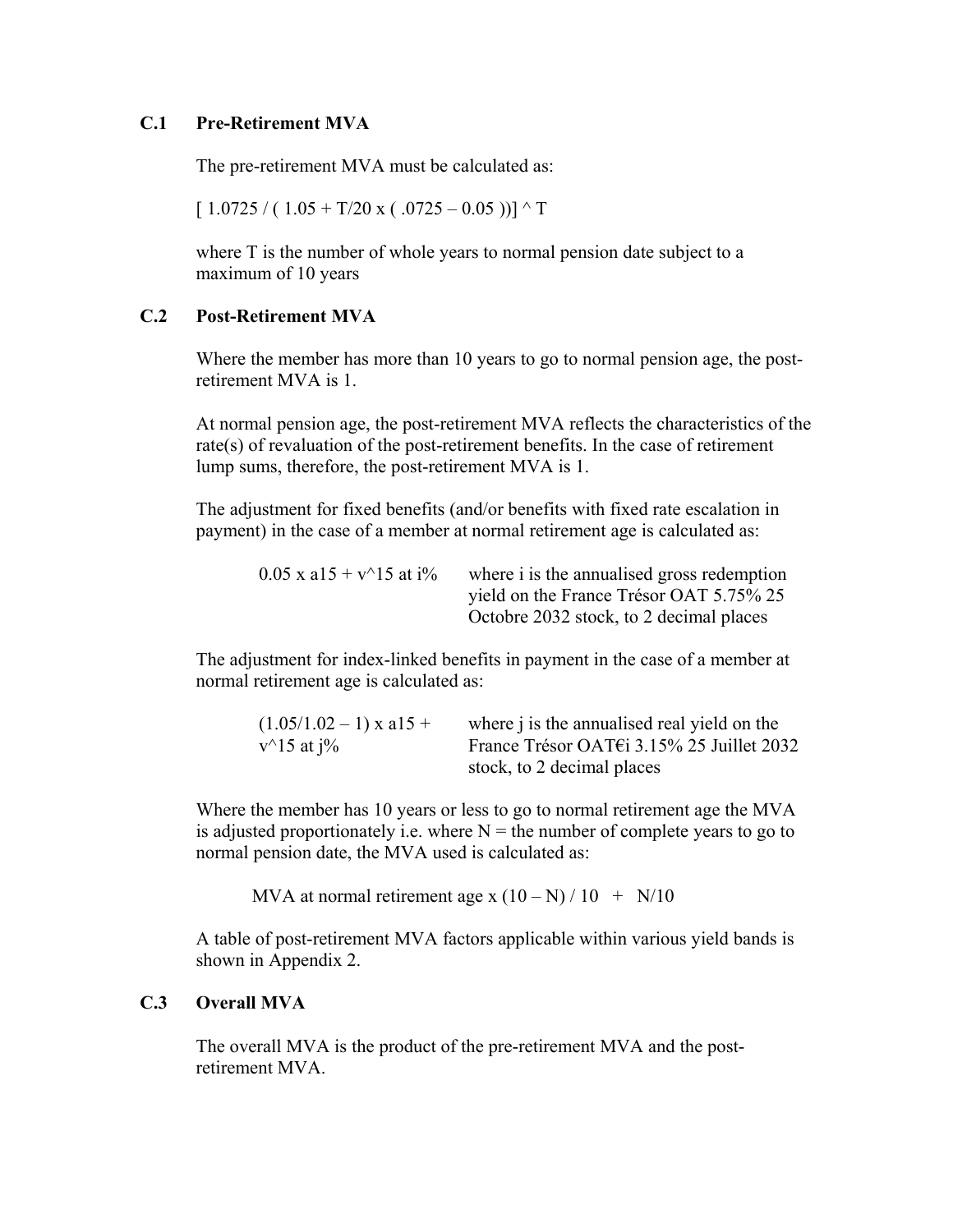### C.1 Pre-Retirement MVA

The pre-retirement MVA must be calculated as:

$$[\ 1.0725 / (\ 1.05 + T/20 \times (\ .0725 - 0.05\ ))]\ ^\wedge\ T$$

where T is the number of whole years to normal pension date subject to a maximum of 10 years

### C.2 Post-Retirement MVA

Where the member has more than 10 years to go to normal pension age, the post-retirement MVA is 1.

At normal pension age, the post-retirement MVA reflects the characteristics of the rate(s) of revaluation of the post-retirement benefits. In the case of retirement lump sums, therefore, the post-retirement MVA is 1.

The adjustment for fixed benefits (and/or benefits with fixed rate escalation in payment) in the case of a member at normal retirement age is calculated as:

| | |
|---|---|
| $0.05 \times a15 + v^{15}$ at i% | where i is the annualised gross redemption yield on the France Trésor OAT 5.75% 25 Octobre 2032 stock, to 2 decimal places |

The adjustment for index-linked benefits in payment in the case of a member at normal retirement age is calculated as:

| | |
|---|---|
| $(1.05/1.02 - 1) \times a15 + v^{15}$ at j% | where j is the annualised real yield on the France Trésor OAT€i 3.15% 25 Juillet 2032 stock, to 2 decimal places |

Where the member has 10 years or less to go to normal retirement age the MVA is adjusted proportionately i.e. where N = the number of complete years to go to normal pension date, the MVA used is calculated as:

$$\text{MVA at normal retirement age} \times (10 - N) / 10 \ + \ N/10$$

A table of post-retirement MVA factors applicable within various yield bands is shown in Appendix 2.

### C.3 Overall MVA

The overall MVA is the product of the pre-retirement MVA and the post-retirement MVA.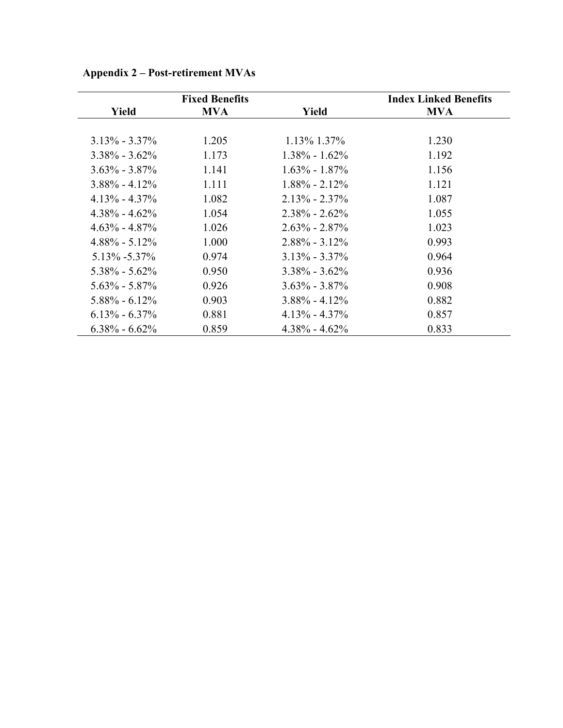**Appendix 2 – Post-retirement MVAs**

| | Fixed Benefits | | Index Linked Benefits |
|---|---|---|---|
| Yield | MVA | Yield | MVA |
| 3.13% - 3.37% | 1.205 | 1.13% 1.37% | 1.230 |
| 3.38% - 3.62% | 1.173 | 1.38% - 1.62% | 1.192 |
| 3.63% - 3.87% | 1.141 | 1.63% - 1.87% | 1.156 |
| 3.88% - 4.12% | 1.111 | 1.88% - 2.12% | 1.121 |
| 4.13% - 4.37% | 1.082 | 2.13% - 2.37% | 1.087 |
| 4.38% - 4.62% | 1.054 | 2.38% - 2.62% | 1.055 |
| 4.63% - 4.87% | 1.026 | 2.63% - 2.87% | 1.023 |
| 4.88% - 5.12% | 1.000 | 2.88% - 3.12% | 0.993 |
| 5.13% -5.37% | 0.974 | 3.13% - 3.37% | 0.964 |
| 5.38% - 5.62% | 0.950 | 3.38% - 3.62% | 0.936 |
| 5.63% - 5.87% | 0.926 | 3.63% - 3.87% | 0.908 |
| 5.88% - 6.12% | 0.903 | 3.88% - 4.12% | 0.882 |
| 6.13% - 6.37% | 0.881 | 4.13% - 4.37% | 0.857 |
| 6.38% - 6.62% | 0.859 | 4.38% - 4.62% | 0.833 |